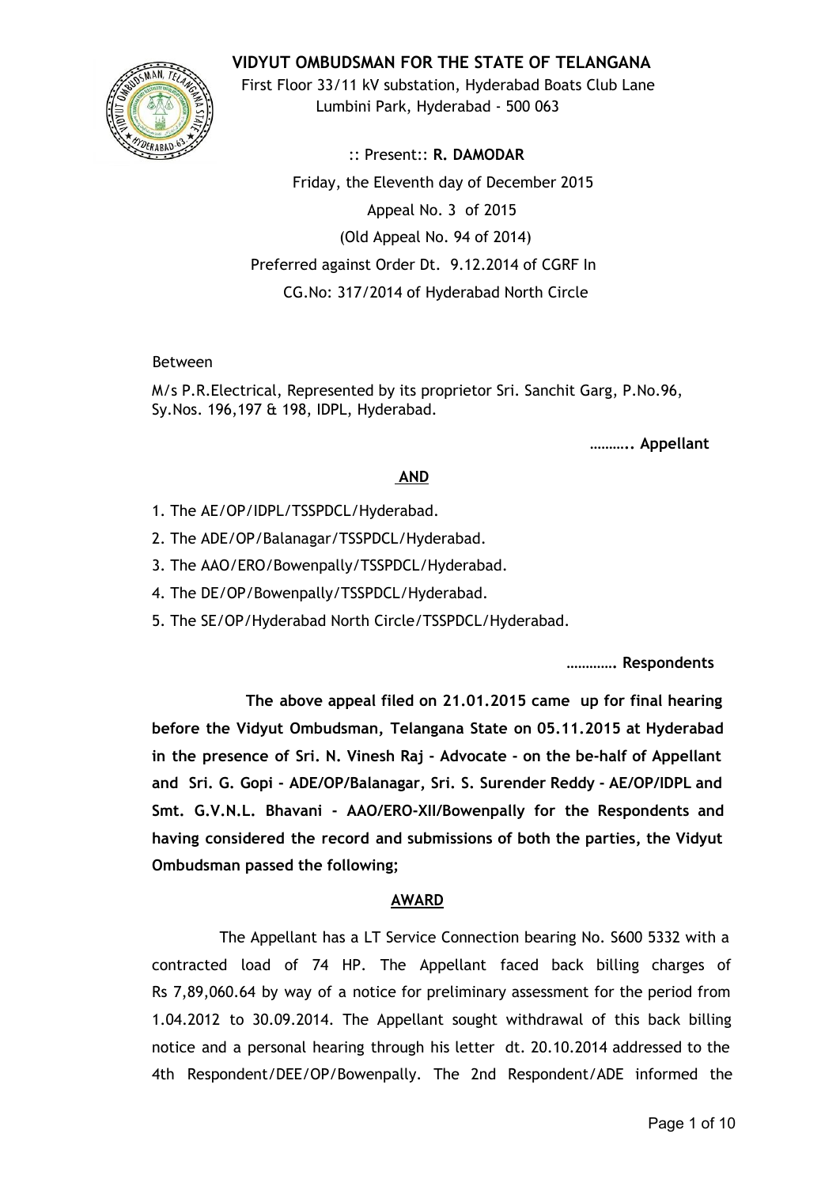# VIDYUT OMBUDSMAN FOR THE STATE OF TELANGANA

First Floor 33/11 kV substation, Hyderabad Boats Club Lane
Lumbini Park, Hyderabad - 500 063

:: Present:: **R. DAMODAR**

Friday, the Eleventh day of December 2015

Appeal No. 3 of 2015

(Old Appeal No. 94 of 2014)

Preferred against Order Dt. 9.12.2014 of CGRF In
CG.No: 317/2014 of Hyderabad North Circle

Between

M/s P.R.Electrical, Represented by its proprietor Sri. Sanchit Garg, P.No.96, Sy.Nos. 196,197 & 198, IDPL, Hyderabad.

**……….. Appellant**

**AND**

1. The AE/OP/IDPL/TSSPDCL/Hyderabad.
2. The ADE/OP/Balanagar/TSSPDCL/Hyderabad.
3. The AAO/ERO/Bowenpally/TSSPDCL/Hyderabad.
4. The DE/OP/Bowenpally/TSSPDCL/Hyderabad.
5. The SE/OP/Hyderabad North Circle/TSSPDCL/Hyderabad.

**…………. Respondents**

**The above appeal filed on 21.01.2015 came up for final hearing before the Vidyut Ombudsman, Telangana State on 05.11.2015 at Hyderabad in the presence of Sri. N. Vinesh Raj - Advocate - on the be-half of Appellant and Sri. G. Gopi - ADE/OP/Balanagar, Sri. S. Surender Reddy - AE/OP/IDPL and Smt. G.V.N.L. Bhavani - AAO/ERO-XII/Bowenpally for the Respondents and having considered the record and submissions of both the parties, the Vidyut Ombudsman passed the following;**

## AWARD

The Appellant has a LT Service Connection bearing No. S600 5332 with a contracted load of 74 HP. The Appellant faced back billing charges of Rs 7,89,060.64 by way of a notice for preliminary assessment for the period from 1.04.2012 to 30.09.2014. The Appellant sought withdrawal of this back billing notice and a personal hearing through his letter dt. 20.10.2014 addressed to the 4th Respondent/DEE/OP/Bowenpally. The 2nd Respondent/ADE informed the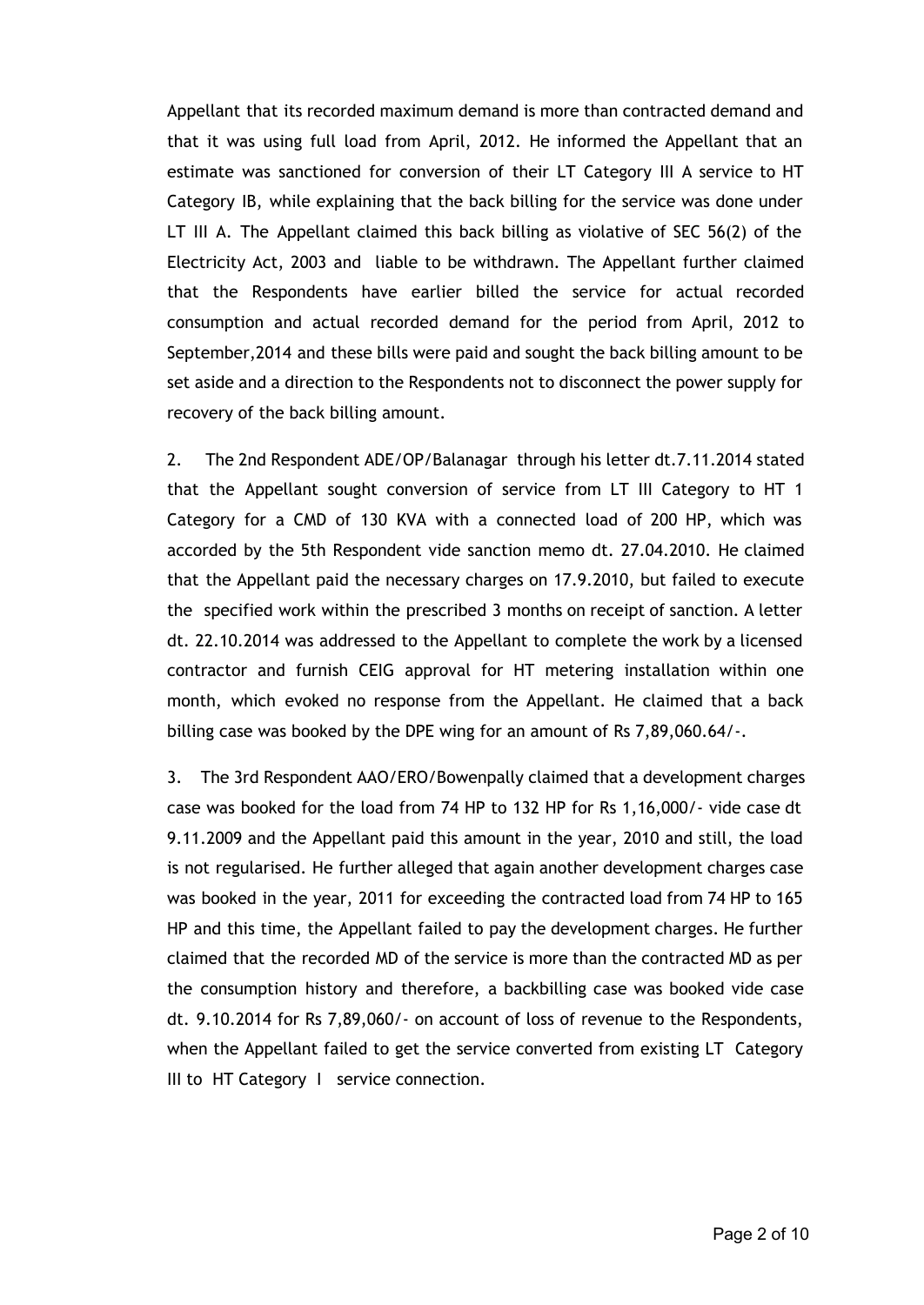Appellant that its recorded maximum demand is more than contracted demand and that it was using full load from April, 2012. He informed the Appellant that an estimate was sanctioned for conversion of their LT Category III A service to HT Category IB, while explaining that the back billing for the service was done under LT III A. The Appellant claimed this back billing as violative of SEC 56(2) of the Electricity Act, 2003 and liable to be withdrawn. The Appellant further claimed that the Respondents have earlier billed the service for actual recorded consumption and actual recorded demand for the period from April, 2012 to September,2014 and these bills were paid and sought the back billing amount to be set aside and a direction to the Respondents not to disconnect the power supply for recovery of the back billing amount.

2. The 2nd Respondent ADE/OP/Balanagar through his letter dt.7.11.2014 stated that the Appellant sought conversion of service from LT III Category to HT 1 Category for a CMD of 130 KVA with a connected load of 200 HP, which was accorded by the 5th Respondent vide sanction memo dt. 27.04.2010. He claimed that the Appellant paid the necessary charges on 17.9.2010, but failed to execute the specified work within the prescribed 3 months on receipt of sanction. A letter dt. 22.10.2014 was addressed to the Appellant to complete the work by a licensed contractor and furnish CEIG approval for HT metering installation within one month, which evoked no response from the Appellant. He claimed that a back billing case was booked by the DPE wing for an amount of Rs 7,89,060.64/-.

3. The 3rd Respondent AAO/ERO/Bowenpally claimed that a development charges case was booked for the load from 74 HP to 132 HP for Rs 1,16,000/- vide case dt 9.11.2009 and the Appellant paid this amount in the year, 2010 and still, the load is not regularised. He further alleged that again another development charges case was booked in the year, 2011 for exceeding the contracted load from 74 HP to 165 HP and this time, the Appellant failed to pay the development charges. He further claimed that the recorded MD of the service is more than the contracted MD as per the consumption history and therefore, a backbilling case was booked vide case dt. 9.10.2014 for Rs 7,89,060/- on account of loss of revenue to the Respondents, when the Appellant failed to get the service converted from existing LT Category III to HT Category I service connection.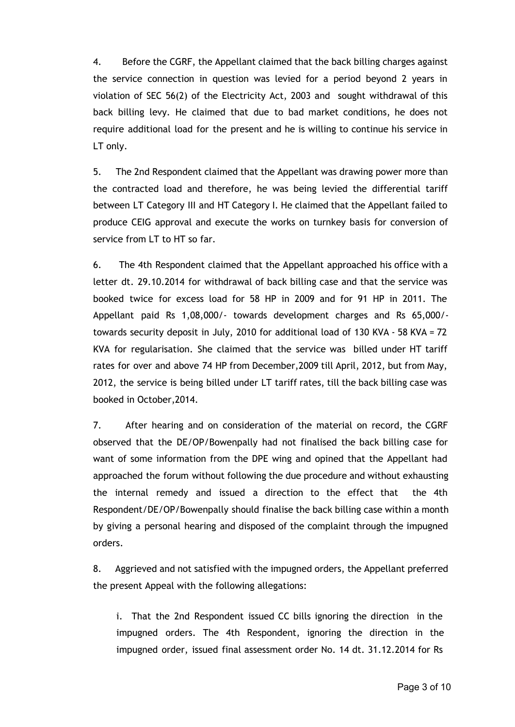4. Before the CGRF, the Appellant claimed that the back billing charges against the service connection in question was levied for a period beyond 2 years in violation of SEC 56(2) of the Electricity Act, 2003 and sought withdrawal of this back billing levy. He claimed that due to bad market conditions, he does not require additional load for the present and he is willing to continue his service in LT only.

5. The 2nd Respondent claimed that the Appellant was drawing power more than the contracted load and therefore, he was being levied the differential tariff between LT Category III and HT Category I. He claimed that the Appellant failed to produce CEIG approval and execute the works on turnkey basis for conversion of service from LT to HT so far.

6. The 4th Respondent claimed that the Appellant approached his office with a letter dt. 29.10.2014 for withdrawal of back billing case and that the service was booked twice for excess load for 58 HP in 2009 and for 91 HP in 2011. The Appellant paid Rs 1,08,000/- towards development charges and Rs 65,000/- towards security deposit in July, 2010 for additional load of 130 KVA - 58 KVA = 72 KVA for regularisation. She claimed that the service was billed under HT tariff rates for over and above 74 HP from December,2009 till April, 2012, but from May, 2012, the service is being billed under LT tariff rates, till the back billing case was booked in October,2014.

7. After hearing and on consideration of the material on record, the CGRF observed that the DE/OP/Bowenpally had not finalised the back billing case for want of some information from the DPE wing and opined that the Appellant had approached the forum without following the due procedure and without exhausting the internal remedy and issued a direction to the effect that the 4th Respondent/DE/OP/Bowenpally should finalise the back billing case within a month by giving a personal hearing and disposed of the complaint through the impugned orders.

8. Aggrieved and not satisfied with the impugned orders, the Appellant preferred the present Appeal with the following allegations:

i. That the 2nd Respondent issued CC bills ignoring the direction in the impugned orders. The 4th Respondent, ignoring the direction in the impugned order, issued final assessment order No. 14 dt. 31.12.2014 for Rs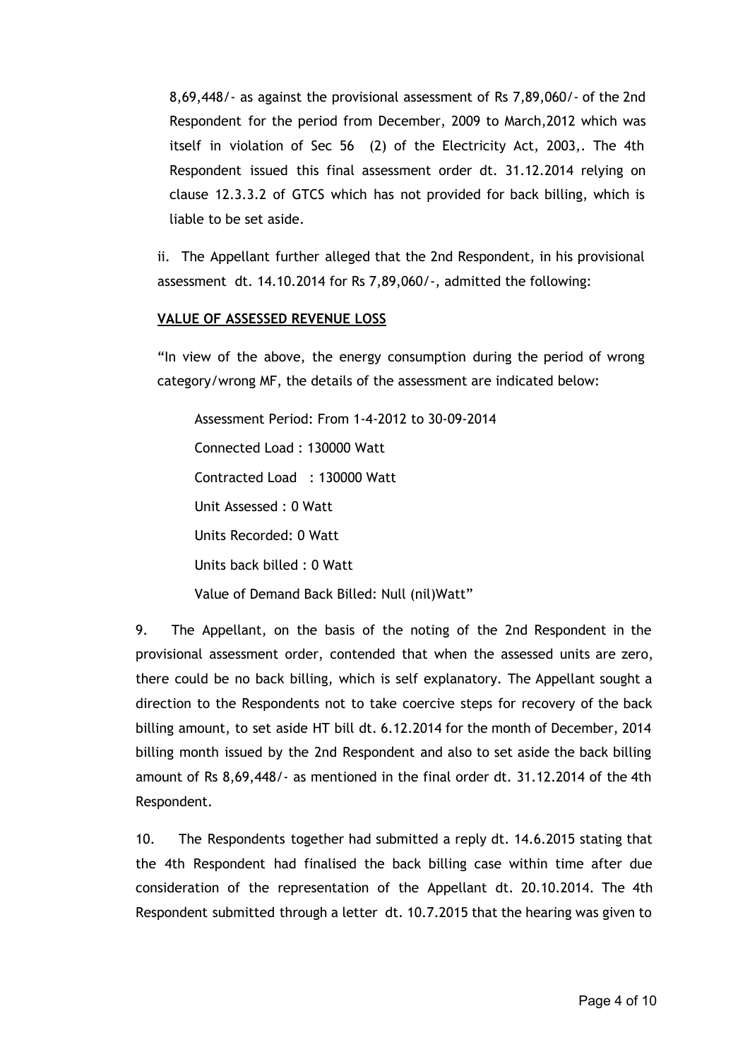8,69,448/- as against the provisional assessment of Rs 7,89,060/- of the 2nd Respondent for the period from December, 2009 to March,2012 which was itself in violation of Sec 56 (2) of the Electricity Act, 2003,. The 4th Respondent issued this final assessment order dt. 31.12.2014 relying on clause 12.3.3.2 of GTCS which has not provided for back billing, which is liable to be set aside.

ii. The Appellant further alleged that the 2nd Respondent, in his provisional assessment dt. 14.10.2014 for Rs 7,89,060/-, admitted the following:

**VALUE OF ASSESSED REVENUE LOSS**

"In view of the above, the energy consumption during the period of wrong category/wrong MF, the details of the assessment are indicated below:

Assessment Period: From 1-4-2012 to 30-09-2014

Connected Load : 130000 Watt

Contracted Load : 130000 Watt

Unit Assessed : 0 Watt

Units Recorded: 0 Watt

Units back billed : 0 Watt

Value of Demand Back Billed: Null (nil)Watt"

9. The Appellant, on the basis of the noting of the 2nd Respondent in the provisional assessment order, contended that when the assessed units are zero, there could be no back billing, which is self explanatory. The Appellant sought a direction to the Respondents not to take coercive steps for recovery of the back billing amount, to set aside HT bill dt. 6.12.2014 for the month of December, 2014 billing month issued by the 2nd Respondent and also to set aside the back billing amount of Rs 8,69,448/- as mentioned in the final order dt. 31.12.2014 of the 4th Respondent.

10. The Respondents together had submitted a reply dt. 14.6.2015 stating that the 4th Respondent had finalised the back billing case within time after due consideration of the representation of the Appellant dt. 20.10.2014. The 4th Respondent submitted through a letter dt. 10.7.2015 that the hearing was given to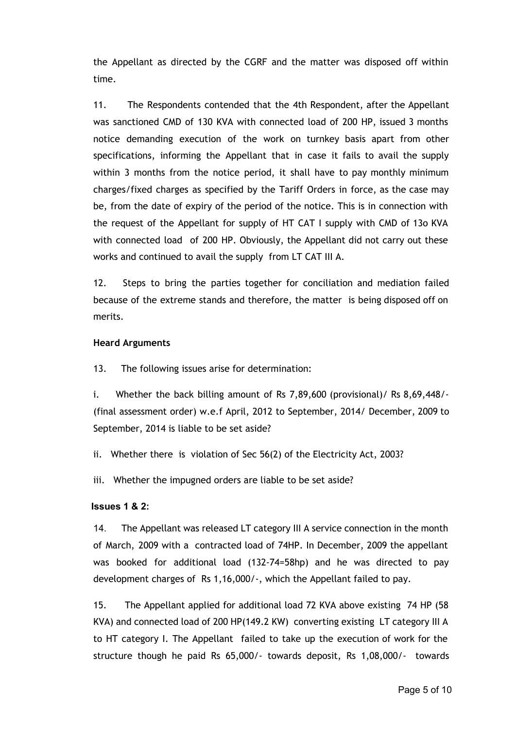the Appellant as directed by the CGRF and the matter was disposed off within time.

11. The Respondents contended that the 4th Respondent, after the Appellant was sanctioned CMD of 130 KVA with connected load of 200 HP, issued 3 months notice demanding execution of the work on turnkey basis apart from other specifications, informing the Appellant that in case it fails to avail the supply within 3 months from the notice period, it shall have to pay monthly minimum charges/fixed charges as specified by the Tariff Orders in force, as the case may be, from the date of expiry of the period of the notice. This is in connection with the request of the Appellant for supply of HT CAT I supply with CMD of 13o KVA with connected load of 200 HP. Obviously, the Appellant did not carry out these works and continued to avail the supply from LT CAT III A.

12. Steps to bring the parties together for conciliation and mediation failed because of the extreme stands and therefore, the matter is being disposed off on merits.

**Heard Arguments**

13. The following issues arise for determination:

i. Whether the back billing amount of Rs 7,89,600 (provisional)/ Rs 8,69,448/- (final assessment order) w.e.f April, 2012 to September, 2014/ December, 2009 to September, 2014 is liable to be set aside?

ii. Whether there is violation of Sec 56(2) of the Electricity Act, 2003?

iii. Whether the impugned orders are liable to be set aside?

**Issues 1 & 2:**

14. The Appellant was released LT category III A service connection in the month of March, 2009 with a contracted load of 74HP. In December, 2009 the appellant was booked for additional load (132-74=58hp) and he was directed to pay development charges of Rs 1,16,000/-, which the Appellant failed to pay.

15. The Appellant applied for additional load 72 KVA above existing 74 HP (58 KVA) and connected load of 200 HP(149.2 KW) converting existing LT category III A to HT category I. The Appellant failed to take up the execution of work for the structure though he paid Rs 65,000/- towards deposit, Rs 1,08,000/- towards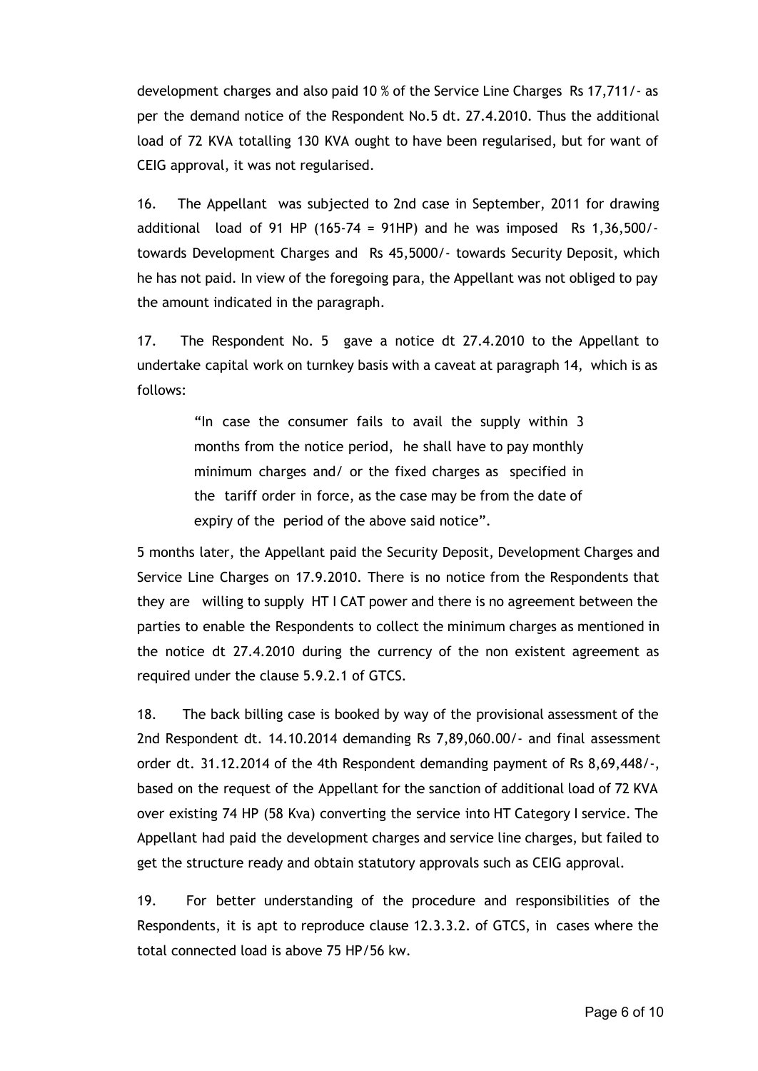development charges and also paid 10 % of the Service Line Charges Rs 17,711/- as per the demand notice of the Respondent No.5 dt. 27.4.2010. Thus the additional load of 72 KVA totalling 130 KVA ought to have been regularised, but for want of CEIG approval, it was not regularised.

16. The Appellant was subjected to 2nd case in September, 2011 for drawing additional load of 91 HP (165-74 = 91HP) and he was imposed Rs 1,36,500/- towards Development Charges and Rs 45,5000/- towards Security Deposit, which he has not paid. In view of the foregoing para, the Appellant was not obliged to pay the amount indicated in the paragraph.

17. The Respondent No. 5 gave a notice dt 27.4.2010 to the Appellant to undertake capital work on turnkey basis with a caveat at paragraph 14, which is as follows:

> "In case the consumer fails to avail the supply within 3 months from the notice period, he shall have to pay monthly minimum charges and/ or the fixed charges as specified in the tariff order in force, as the case may be from the date of expiry of the period of the above said notice".

5 months later, the Appellant paid the Security Deposit, Development Charges and Service Line Charges on 17.9.2010. There is no notice from the Respondents that they are willing to supply HT I CAT power and there is no agreement between the parties to enable the Respondents to collect the minimum charges as mentioned in the notice dt 27.4.2010 during the currency of the non existent agreement as required under the clause 5.9.2.1 of GTCS.

18. The back billing case is booked by way of the provisional assessment of the 2nd Respondent dt. 14.10.2014 demanding Rs 7,89,060.00/- and final assessment order dt. 31.12.2014 of the 4th Respondent demanding payment of Rs 8,69,448/-, based on the request of the Appellant for the sanction of additional load of 72 KVA over existing 74 HP (58 Kva) converting the service into HT Category I service. The Appellant had paid the development charges and service line charges, but failed to get the structure ready and obtain statutory approvals such as CEIG approval.

19. For better understanding of the procedure and responsibilities of the Respondents, it is apt to reproduce clause 12.3.3.2. of GTCS, in cases where the total connected load is above 75 HP/56 kw.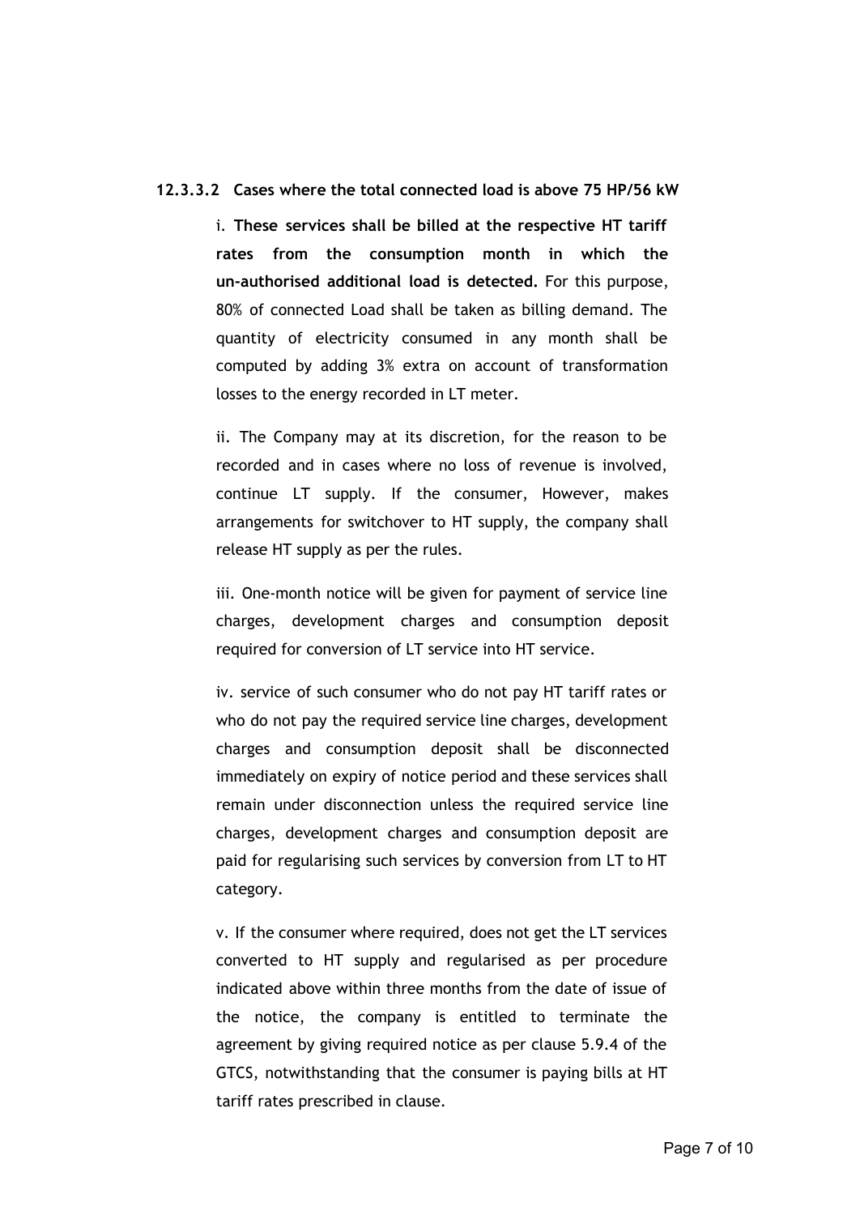**12.3.3.2 Cases where the total connected load is above 75 HP/56 kW**

i. **These services shall be billed at the respective HT tariff rates from the consumption month in which the un-authorised additional load is detected.** For this purpose, 80% of connected Load shall be taken as billing demand. The quantity of electricity consumed in any month shall be computed by adding 3% extra on account of transformation losses to the energy recorded in LT meter.

ii. The Company may at its discretion, for the reason to be recorded and in cases where no loss of revenue is involved, continue LT supply. If the consumer, However, makes arrangements for switchover to HT supply, the company shall release HT supply as per the rules.

iii. One-month notice will be given for payment of service line charges, development charges and consumption deposit required for conversion of LT service into HT service.

iv. service of such consumer who do not pay HT tariff rates or who do not pay the required service line charges, development charges and consumption deposit shall be disconnected immediately on expiry of notice period and these services shall remain under disconnection unless the required service line charges, development charges and consumption deposit are paid for regularising such services by conversion from LT to HT category.

v. If the consumer where required, does not get the LT services converted to HT supply and regularised as per procedure indicated above within three months from the date of issue of the notice, the company is entitled to terminate the agreement by giving required notice as per clause 5.9.4 of the GTCS, notwithstanding that the consumer is paying bills at HT tariff rates prescribed in clause.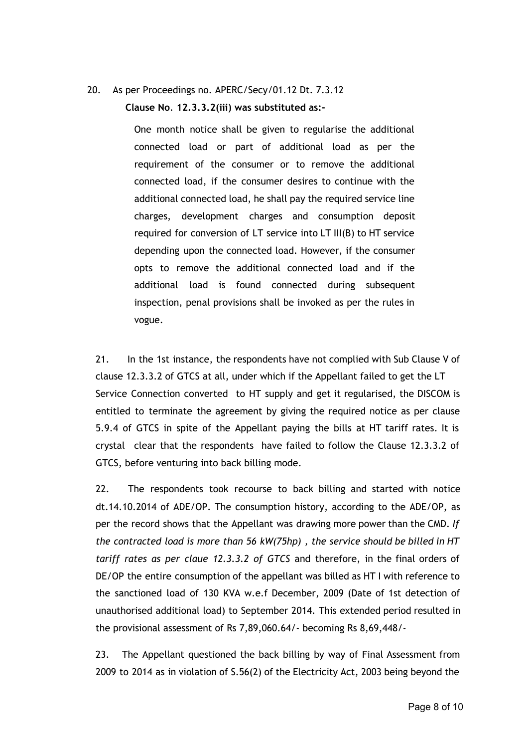20. As per Proceedings no. APERC/Secy/01.12 Dt. 7.3.12

**Clause No. 12.3.3.2(iii) was substituted as:-**

> One month notice shall be given to regularise the additional connected load or part of additional load as per the requirement of the consumer or to remove the additional connected load, if the consumer desires to continue with the additional connected load, he shall pay the required service line charges, development charges and consumption deposit required for conversion of LT service into LT III(B) to HT service depending upon the connected load. However, if the consumer opts to remove the additional connected load and if the additional load is found connected during subsequent inspection, penal provisions shall be invoked as per the rules in vogue.

21. In the 1st instance, the respondents have not complied with Sub Clause V of clause 12.3.3.2 of GTCS at all, under which if the Appellant failed to get the LT Service Connection converted to HT supply and get it regularised, the DISCOM is entitled to terminate the agreement by giving the required notice as per clause 5.9.4 of GTCS in spite of the Appellant paying the bills at HT tariff rates. It is crystal clear that the respondents have failed to follow the Clause 12.3.3.2 of GTCS, before venturing into back billing mode.

22. The respondents took recourse to back billing and started with notice dt.14.10.2014 of ADE/OP. The consumption history, according to the ADE/OP, as per the record shows that the Appellant was drawing more power than the CMD. *If the contracted load is more than 56 kW(75hp) , the service should be billed in HT tariff rates as per claue 12.3.3.2 of GTCS* and therefore, in the final orders of DE/OP the entire consumption of the appellant was billed as HT I with reference to the sanctioned load of 130 KVA w.e.f December, 2009 (Date of 1st detection of unauthorised additional load) to September 2014. This extended period resulted in the provisional assessment of Rs 7,89,060.64/- becoming Rs 8,69,448/-

23. The Appellant questioned the back billing by way of Final Assessment from 2009 to 2014 as in violation of S.56(2) of the Electricity Act, 2003 being beyond the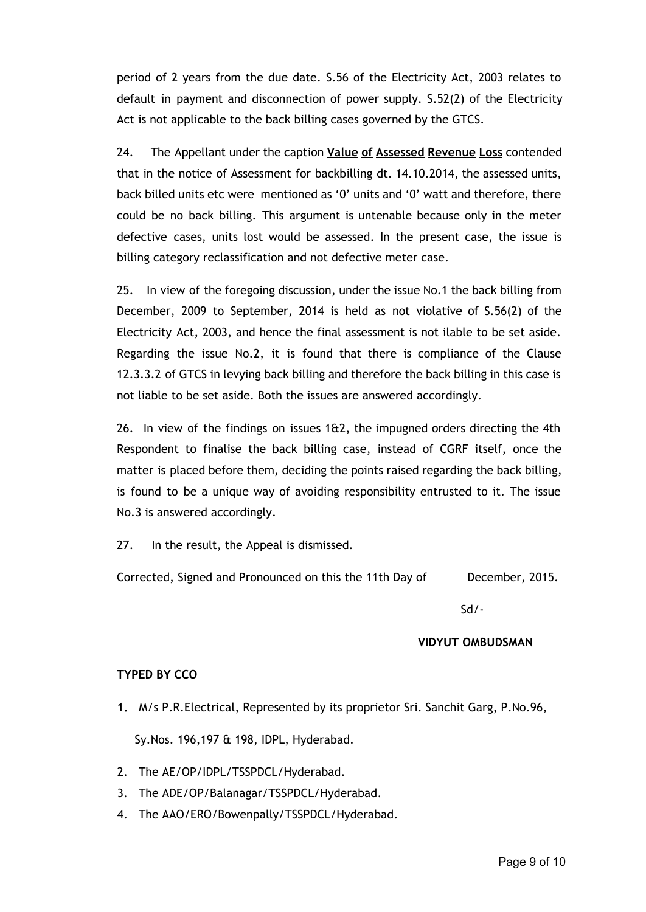period of 2 years from the due date. S.56 of the Electricity Act, 2003 relates to default in payment and disconnection of power supply. S.52(2) of the Electricity Act is not applicable to the back billing cases governed by the GTCS.

24. The Appellant under the caption **<u>Value of Assessed Revenue Loss</u>** contended that in the notice of Assessment for backbilling dt. 14.10.2014, the assessed units, back billed units etc were mentioned as '0' units and '0' watt and therefore, there could be no back billing. This argument is untenable because only in the meter defective cases, units lost would be assessed. In the present case, the issue is billing category reclassification and not defective meter case.

25. In view of the foregoing discussion, under the issue No.1 the back billing from December, 2009 to September, 2014 is held as not violative of S.56(2) of the Electricity Act, 2003, and hence the final assessment is not ilable to be set aside. Regarding the issue No.2, it is found that there is compliance of the Clause 12.3.3.2 of GTCS in levying back billing and therefore the back billing in this case is not liable to be set aside. Both the issues are answered accordingly.

26. In view of the findings on issues 1&2, the impugned orders directing the 4th Respondent to finalise the back billing case, instead of CGRF itself, once the matter is placed before them, deciding the points raised regarding the back billing, is found to be a unique way of avoiding responsibility entrusted to it. The issue No.3 is answered accordingly.

27. In the result, the Appeal is dismissed.

Corrected, Signed and Pronounced on this the 11th Day of December, 2015.

Sd/-

**VIDYUT OMBUDSMAN**

**TYPED BY CCO**

1. M/s P.R.Electrical, Represented by its proprietor Sri. Sanchit Garg, P.No.96, Sy.Nos. 196,197 & 198, IDPL, Hyderabad.
2. The AE/OP/IDPL/TSSPDCL/Hyderabad.
3. The ADE/OP/Balanagar/TSSPDCL/Hyderabad.
4. The AAO/ERO/Bowenpally/TSSPDCL/Hyderabad.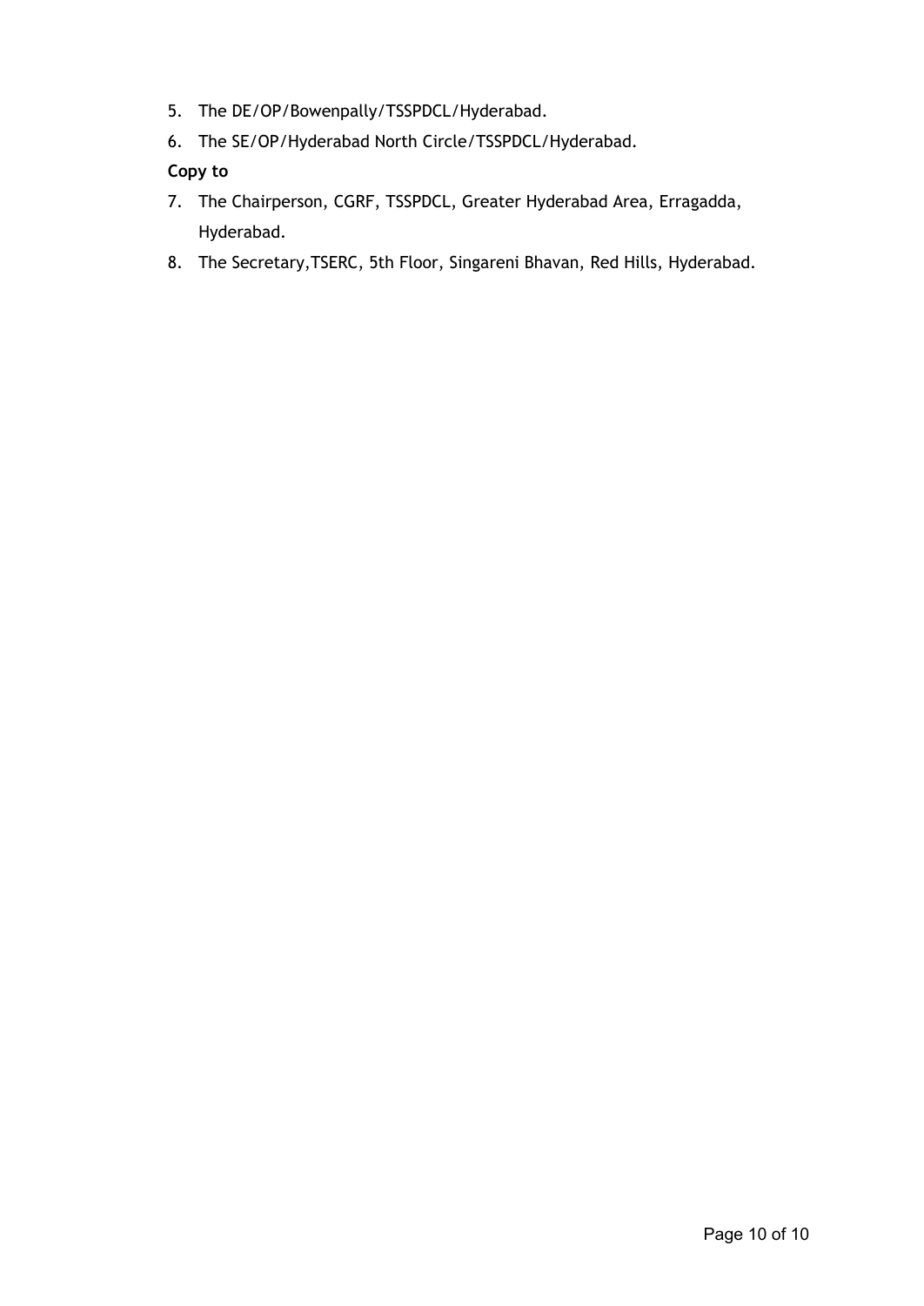5. The DE/OP/Bowenpally/TSSPDCL/Hyderabad.
6. The SE/OP/Hyderabad North Circle/TSSPDCL/Hyderabad.

**Copy to**

7. The Chairperson, CGRF, TSSPDCL, Greater Hyderabad Area, Erragadda, Hyderabad.
8. The Secretary,TSERC, 5th Floor, Singareni Bhavan, Red Hills, Hyderabad.